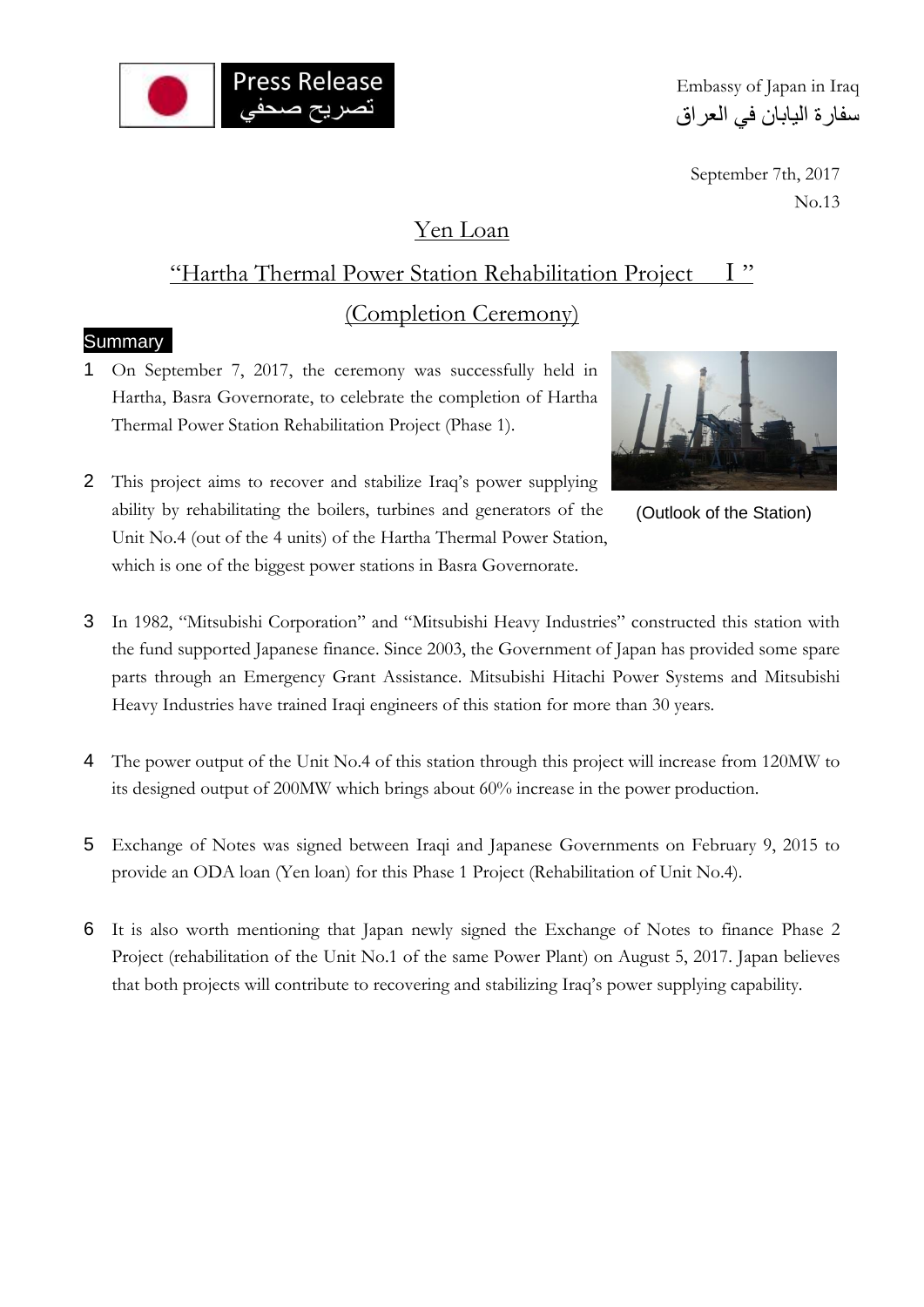Press Release
تصريح صحفي

Embassy of Japan in Iraq
سفارة اليابان في العراق

September 7th, 2017
No.13

# Yen Loan

## "Hartha Thermal Power Station Rehabilitation Project I"

## (Completion Ceremony)

**Summary**

1. On September 7, 2017, the ceremony was successfully held in Hartha, Basra Governorate, to celebrate the completion of Hartha Thermal Power Station Rehabilitation Project (Phase 1).

(Outlook of the Station)

2. This project aims to recover and stabilize Iraq's power supplying ability by rehabilitating the boilers, turbines and generators of the Unit No.4 (out of the 4 units) of the Hartha Thermal Power Station, which is one of the biggest power stations in Basra Governorate.

3. In 1982, "Mitsubishi Corporation" and "Mitsubishi Heavy Industries" constructed this station with the fund supported Japanese finance. Since 2003, the Government of Japan has provided some spare parts through an Emergency Grant Assistance. Mitsubishi Hitachi Power Systems and Mitsubishi Heavy Industries have trained Iraqi engineers of this station for more than 30 years.

4. The power output of the Unit No.4 of this station through this project will increase from 120MW to its designed output of 200MW which brings about 60% increase in the power production.

5. Exchange of Notes was signed between Iraqi and Japanese Governments on February 9, 2015 to provide an ODA loan (Yen loan) for this Phase 1 Project (Rehabilitation of Unit No.4).

6. It is also worth mentioning that Japan newly signed the Exchange of Notes to finance Phase 2 Project (rehabilitation of the Unit No.1 of the same Power Plant) on August 5, 2017. Japan believes that both projects will contribute to recovering and stabilizing Iraq's power supplying capability.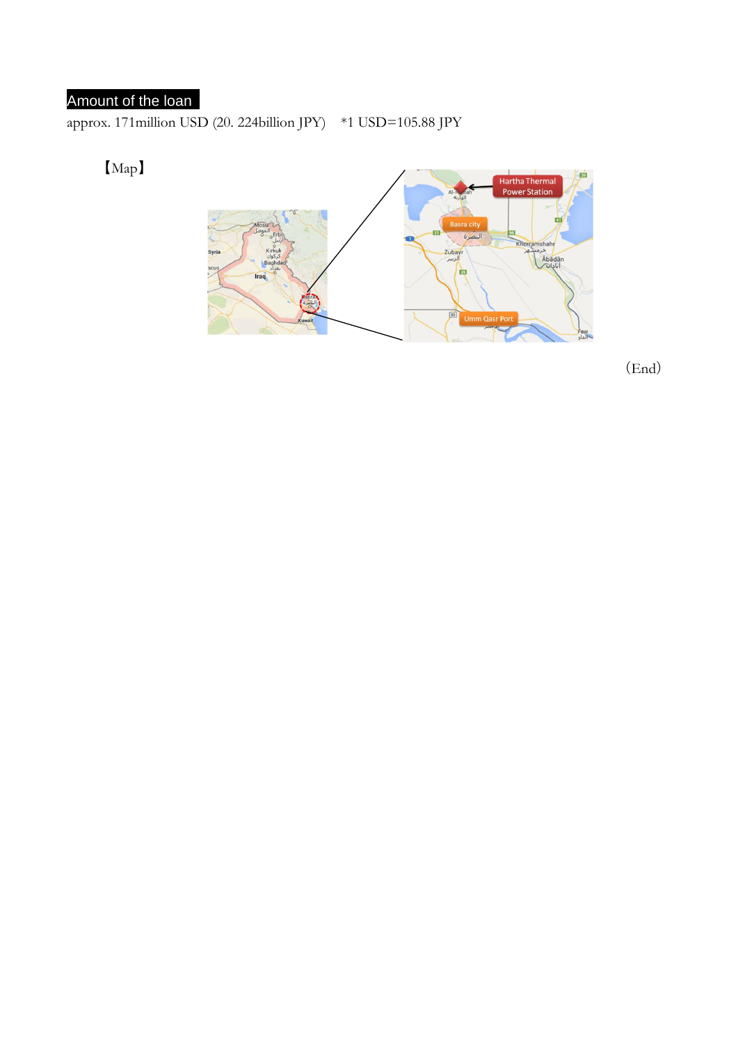## Amount of the loan

approx. 171million USD (20. 224billion JPY) *1 USD=105.88 JPY

【Map】

Mosul
Erbil
Kirkuk
Baghdad
Syria
Iraq
Basra
Kuwait

Hartha Thermal Power Station
Basra city
Khorramshahr
Zubayr
Ābādān
Umm Qasr Port
Faw

（End）